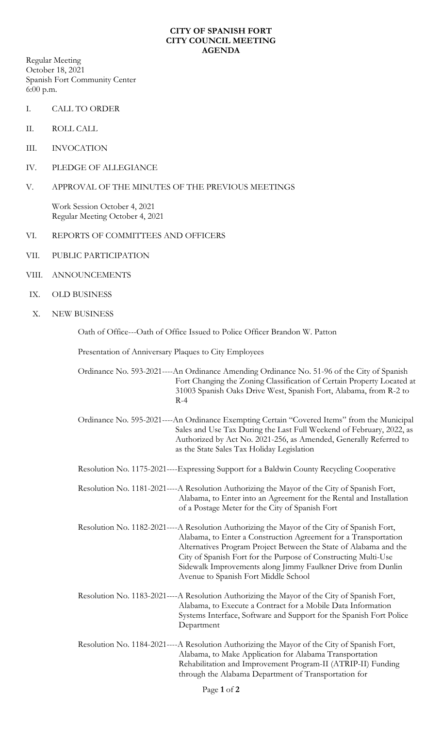# CITY OF SPANISH FORT
# CITY COUNCIL MEETING
# AGENDA

Regular Meeting
October 18, 2021
Spanish Fort Community Center
6:00 p.m.

I. CALL TO ORDER

II. ROLL CALL

III. INVOCATION

IV. PLEDGE OF ALLEGIANCE

V. APPROVAL OF THE MINUTES OF THE PREVIOUS MEETINGS

Work Session October 4, 2021
Regular Meeting October 4, 2021

VI. REPORTS OF COMMITTEES AND OFFICERS

VII. PUBLIC PARTICIPATION

VIII. ANNOUNCEMENTS

IX. OLD BUSINESS

X. NEW BUSINESS

Oath of Office---Oath of Office Issued to Police Officer Brandon W. Patton

Presentation of Anniversary Plaques to City Employees

Ordinance No. 593-2021----An Ordinance Amending Ordinance No. 51-96 of the City of Spanish Fort Changing the Zoning Classification of Certain Property Located at 31003 Spanish Oaks Drive West, Spanish Fort, Alabama, from R-2 to R-4

Ordinance No. 595-2021----An Ordinance Exempting Certain "Covered Items" from the Municipal Sales and Use Tax During the Last Full Weekend of February, 2022, as Authorized by Act No. 2021-256, as Amended, Generally Referred to as the State Sales Tax Holiday Legislation

Resolution No. 1175-2021----Expressing Support for a Baldwin County Recycling Cooperative

Resolution No. 1181-2021----A Resolution Authorizing the Mayor of the City of Spanish Fort, Alabama, to Enter into an Agreement for the Rental and Installation of a Postage Meter for the City of Spanish Fort

Resolution No. 1182-2021----A Resolution Authorizing the Mayor of the City of Spanish Fort, Alabama, to Enter a Construction Agreement for a Transportation Alternatives Program Project Between the State of Alabama and the City of Spanish Fort for the Purpose of Constructing Multi-Use Sidewalk Improvements along Jimmy Faulkner Drive from Dunlin Avenue to Spanish Fort Middle School

Resolution No. 1183-2021----A Resolution Authorizing the Mayor of the City of Spanish Fort, Alabama, to Execute a Contract for a Mobile Data Information Systems Interface, Software and Support for the Spanish Fort Police Department

Resolution No. 1184-2021----A Resolution Authorizing the Mayor of the City of Spanish Fort, Alabama, to Make Application for Alabama Transportation Rehabilitation and Improvement Program-II (ATRIP-II) Funding through the Alabama Department of Transportation for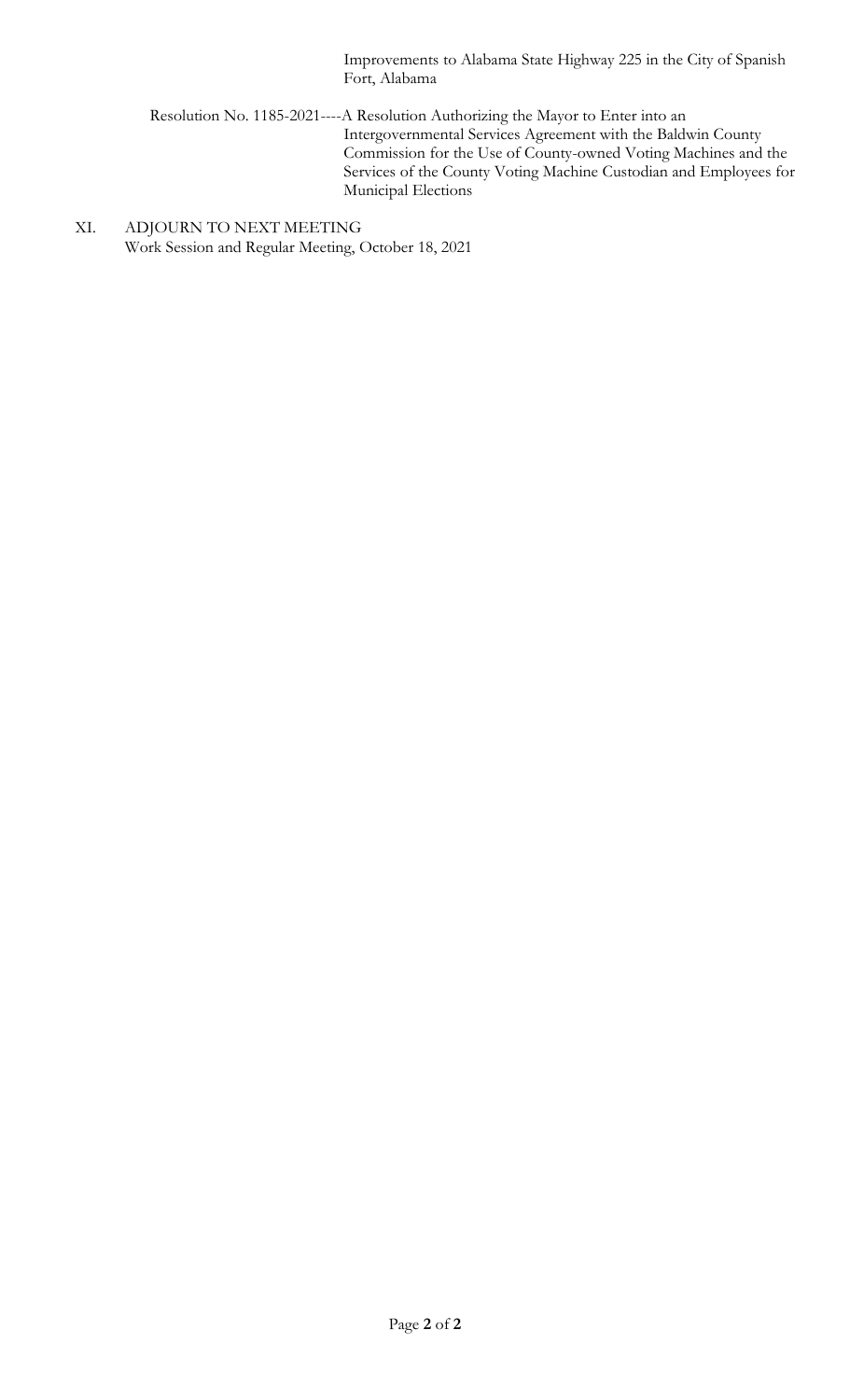Improvements to Alabama State Highway 225 in the City of Spanish Fort, Alabama

Resolution No. 1185-2021----A Resolution Authorizing the Mayor to Enter into an Intergovernmental Services Agreement with the Baldwin County Commission for the Use of County-owned Voting Machines and the Services of the County Voting Machine Custodian and Employees for Municipal Elections

XI. ADJOURN TO NEXT MEETING
Work Session and Regular Meeting, October 18, 2021